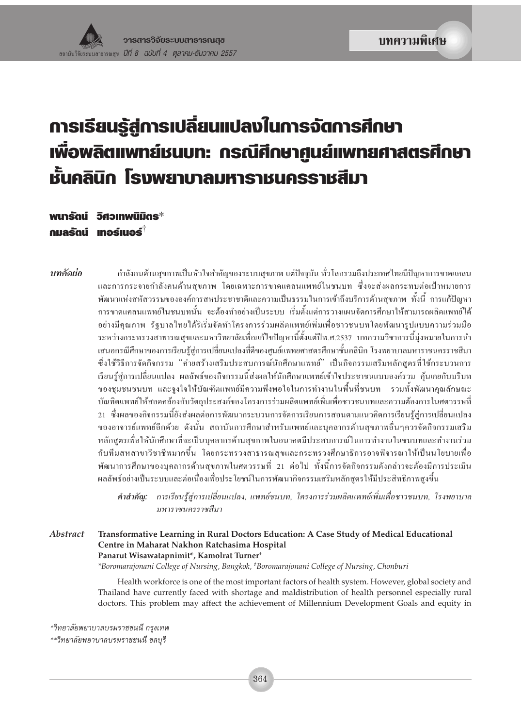บทความพิเศษ

# การเรียนรู้สู่การเปลี่ยนแปลงในการจัดการศึกษาเพื่อผลิตแพทย์ชนบท: กรณีศึกษาศูนย์แพทยศาสตรศึกษาชั้นคลินิก โรงพยาบาลมหาราชนครราชสีมา

**พนารัตน์ วิศวเทพนิมิตร***
**กมลรัตน์ เทอร์เนอร์†**

***บทคัดย่อ*** กำลังคนด้านสุขภาพเป็นหัวใจสำคัญของระบบสุขภาพ แต่ปัจจุบัน ทั่วโลกรวมถึงประเทศไทยมีปัญหาการขาดแคลนและการกระจายกำลังคนด้านสุขภาพ โดยเฉพาะการขาดแคลนแพทย์ในชนบท ซึ่งจะส่งผลกระทบต่อเป้าหมายการพัฒนาแห่งสหัสวรรษขององค์การสหประชาชาติและความเป็นธรรมในการเข้าถึงบริการด้านสุขภาพ ทั้งนี้ การแก้ปัญหาการขาดแคลนแพทย์ในชนบทนั้น จะต้องทำอย่างเป็นระบบ เริ่มตั้งแต่การวางแผนจัดการศึกษาให้สามารถผลิตแพทย์ได้อย่างมีคุณภาพ รัฐบาลไทยได้ริเริ่มจัดทำโครงการร่วมผลิตแพทย์เพิ่มเพื่อชาวชนบทโดยพัฒนารูปแบบความร่วมมือระหว่างกระทรวงสาธารณสุขและมหาวิทยาลัยเพื่อแก้ไขปัญหานี้ตั้งแต่ปีพ.ศ.2537 บทความวิชาการนี้มุ่งหมายในการนำเสนอกรณีศึกษาของการเรียนรู้สู่การเปลี่ยนแปลงที่ดีของศูนย์แพทยศาสตรศึกษาชั้นคลินิก โรงพยาบาลมหาราชนครราชสีมา ซึ่งใช้วิธีการจัดกิจกรรม "ค่ายสร้างเสริมประสบการณ์นักศึกษาแพทย์" เป็นกิจกรรมเสริมหลักสูตรที่ใช้กระบวนการเรียนรู้สู่การเปลี่ยนแปลง ผลลัพธ์ของกิจกรรมนี้ส่งผลให้นักศึกษาแพทย์เข้าใจประชาชนแบบองค์รวม คุ้นเคยกับบริบทของชุมชนชนบท และจูงใจให้บัณฑิตแพทย์มีความพึงพอใจในการทำงานในพื้นที่ชนบท รวมทั้งพัฒนาคุณลักษณะบัณฑิตแพทย์ให้สอดคล้องกับวัตถุประสงค์ของโครงการร่วมผลิตแพทย์เพิ่มเพื่อชาวชนบทและความต้องการในศตวรรษที่ 21 ซึ่งผลของกิจกรรมนี้ยังส่งผลต่อการพัฒนากระบวนการจัดการเรียนการสอนตามแนวคิดการเรียนรู้สู่การเปลี่ยนแปลงของอาจารย์แพทย์อีกด้วย ดังนั้น สถาบันการศึกษาสำหรับแพทย์และบุคลากรด้านสุขภาพอื่นๆควรจัดกิจกรรมเสริมหลักสูตรเพื่อให้นักศึกษาที่จะเป็นบุคลากรด้านสุขภาพในอนาคตมีประสบการณ์ในการทำงานในชนบทและทำงานร่วมกับทีมสหสาขาวิชาชีพมากขึ้น โดยกระทรวงสาธารณสุขและกระทรวงศึกษาธิการอาจพิจารณาให้เป็นนโยบายเพื่อพัฒนาการศึกษาของบุคลากรด้านสุขภาพในศตวรรษที่ 21 ต่อไป ทั้งนี้การจัดกิจกรรมดังกล่าวจะต้องมีการประเมินผลลัพธ์อย่างเป็นระบบและต่อเนื่องเพื่อประโยชน์ในการพัฒนากิจกรรมเสริมหลักสูตรให้มีประสิทธิภาพสูงขึ้น

***คำสำคัญ:*** *การเรียนรู้สู่การเปลี่ยนแปลง, แพทย์ชนบท, โครงการร่วมผลิตแพทย์เพิ่มเพื่อชาวชนบท, โรงพยาบาลมหาราชนครราชสีมา*

***Abstract*** **Transformative Learning in Rural Doctors Education: A Case Study of Medical Educational Centre in Maharat Nakhon Ratchasima Hospital**

**Panarut Wisawatapnimit*, Kamolrat Turner†**

*\*Boromarajonani College of Nursing, Bangkok, †Boromarajonani College of Nursing, Chonburi*

Health workforce is one of the most important factors of health system. However, global society and Thailand have currently faced with shortage and maldistribution of health personnel especially rural doctors. This problem may affect the achievement of Millennium Development Goals and equity in

---

*วิทยาลัยพยาบาลบรมราชชนนี กรุงเทพ

**วิทยาลัยพยาบาลบรมราชชนนี ชลบุรี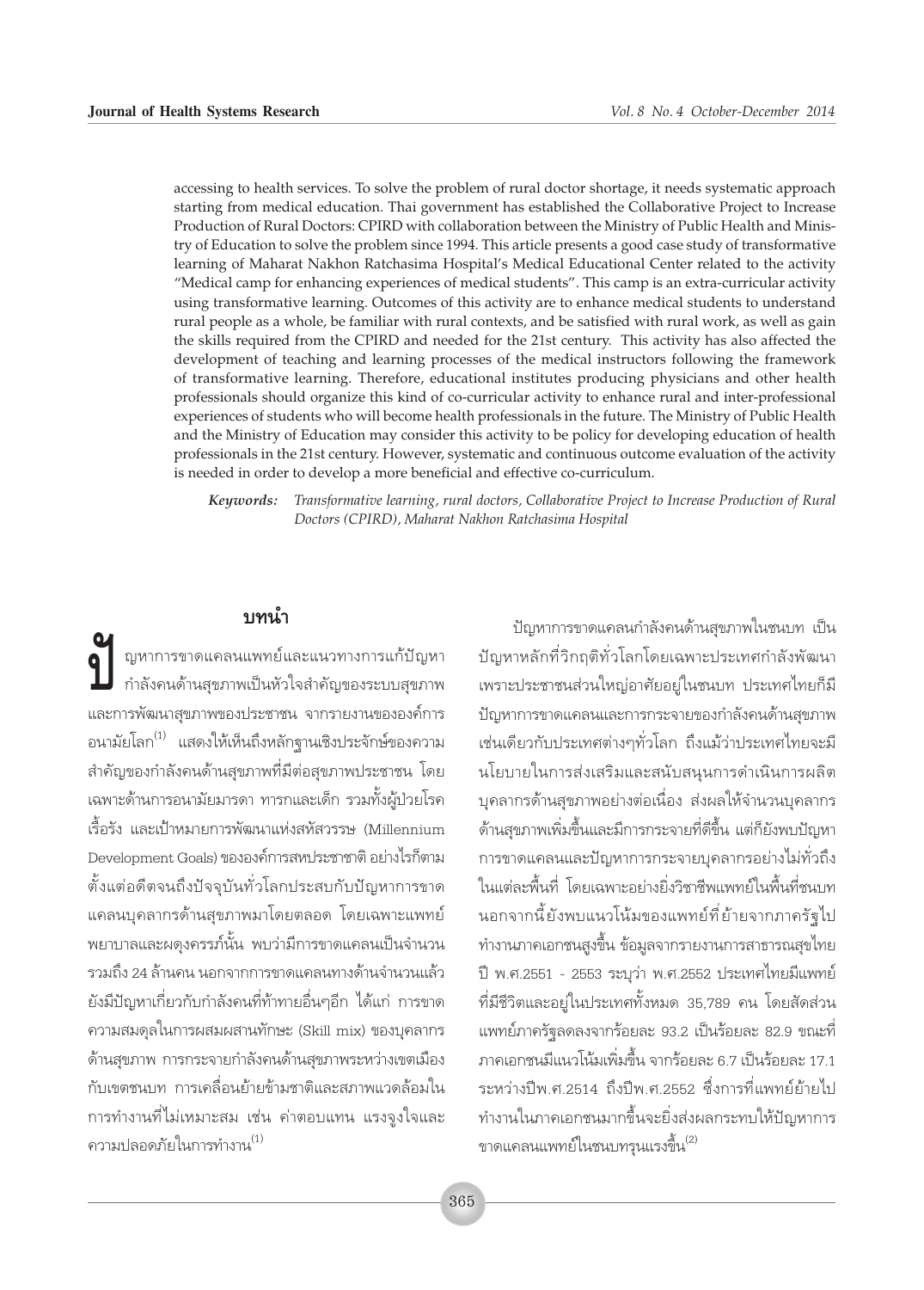accessing to health services. To solve the problem of rural doctor shortage, it needs systematic approach starting from medical education. Thai government has established the Collaborative Project to Increase Production of Rural Doctors: CPIRD with collaboration between the Ministry of Public Health and Ministry of Education to solve the problem since 1994. This article presents a good case study of transformative learning of Maharat Nakhon Ratchasima Hospital's Medical Educational Center related to the activity "Medical camp for enhancing experiences of medical students". This camp is an extra-curricular activity using transformative learning. Outcomes of this activity are to enhance medical students to understand rural people as a whole, be familiar with rural contexts, and be satisfied with rural work, as well as gain the skills required from the CPIRD and needed for the 21st century. This activity has also affected the development of teaching and learning processes of the medical instructors following the framework of transformative learning. Therefore, educational institutes producing physicians and other health professionals should organize this kind of co-curricular activity to enhance rural and inter-professional experiences of students who will become health professionals in the future. The Ministry of Public Health and the Ministry of Education may consider this activity to be policy for developing education of health professionals in the 21st century. However, systematic and continuous outcome evaluation of the activity is needed in order to develop a more beneficial and effective co-curriculum.

***Keywords:*** *Transformative learning, rural doctors, Collaborative Project to Increase Production of Rural Doctors (CPIRD), Maharat Nakhon Ratchasima Hospital*

## บทนำ

ปัญหาการขาดแคลนแพทย์และแนวทางการแก้ปัญหากำลังคนด้านสุขภาพเป็นหัวใจสำคัญของระบบสุขภาพและการพัฒนาสุขภาพของประชาชน จากรายงานขององค์การอนามัยโลก[1] แสดงให้เห็นถึงหลักฐานเชิงประจักษ์ของความสำคัญของกำลังคนด้านสุขภาพที่มีต่อสุขภาพประชาชน โดยเฉพาะด้านการอนามัยมารดา ทารกและเด็ก รวมทั้งผู้ป่วยโรคเรื้อรัง และเป้าหมายการพัฒนาแห่งสหัสวรรษ (Millennium Development Goals) ขององค์การสหประชาชาติ อย่างไรก็ตาม ตั้งแต่อดีตจนถึงปัจจุบันทั่วโลกประสบกับปัญหาการขาดแคลนบุคลากรด้านสุขภาพมาโดยตลอด โดยเฉพาะแพทย์ พยาบาลและผดุงครรภ์นั้น พบว่ามีการขาดแคลนเป็นจำนวนรวมถึง 24 ล้านคน นอกจากการขาดแคลนทางด้านจำนวนแล้ว ยังมีปัญหาเกี่ยวกับกำลังคนที่ท้าทายอื่นๆอีก ได้แก่ การขาดความสมดุลในการผสมผสานทักษะ (Skill mix) ของบุคลากรด้านสุขภาพ การกระจายกำลังคนด้านสุขภาพระหว่างเขตเมืองกับเขตชนบท การเคลื่อนย้ายข้ามชาติและสภาพแวดล้อมในการทำงานที่ไม่เหมาะสม เช่น ค่าตอบแทน แรงจูงใจและความปลอดภัยในการทำงาน[1]

ปัญหาการขาดแคลนกำลังคนด้านสุขภาพในชนบท เป็นปัญหาหลักที่วิกฤติทั่วโลกโดยเฉพาะประเทศกำลังพัฒนา เพราะประชาชนส่วนใหญ่อาศัยอยู่ในชนบท ประเทศไทยก็มีปัญหาการขาดแคลนและการกระจายของกำลังคนด้านสุขภาพเช่นเดียวกับประเทศต่างๆทั่วโลก ถึงแม้ว่าประเทศไทยจะมีนโยบายในการส่งเสริมและสนับสนุนการดำเนินการผลิตบุคลากรด้านสุขภาพอย่างต่อเนื่อง ส่งผลให้จำนวนบุคลากรด้านสุขภาพเพิ่มขึ้นและมีการกระจายที่ดีขึ้น แต่ก็ยังพบปัญหาการขาดแคลนและปัญหาการกระจายบุคลากรอย่างไม่ทั่วถึงในแต่ละพื้นที่ โดยเฉพาะอย่างยิ่งวิชาชีพแพทย์ในพื้นที่ชนบท นอกจากนี้ยังพบแนวโน้มของแพทย์ที่ย้ายจากภาครัฐไปทำงานภาคเอกชนสูงขึ้น ข้อมูลจากรายงานการสาธารณสุขไทย ปี พ.ศ.2551 - 2553 ระบุว่า พ.ศ.2552 ประเทศไทยมีแพทย์ที่มีชีวิตและอยู่ในประเทศทั้งหมด 35,789 คน โดยสัดส่วนแพทย์ภาครัฐลดลงจากร้อยละ 93.2 เป็นร้อยละ 82.9 ขณะที่ภาคเอกชนมีแนวโน้มเพิ่มขึ้น จากร้อยละ 6.7 เป็นร้อยละ 17.1 ระหว่างปีพ.ศ.2514 ถึงปีพ.ศ.2552 ซึ่งการที่แพทย์ย้ายไปทำงานในภาคเอกชนมากขึ้นจะยิ่งส่งผลกระทบให้ปัญหาการขาดแคลนแพทย์ในชนบทรุนแรงขึ้น[2]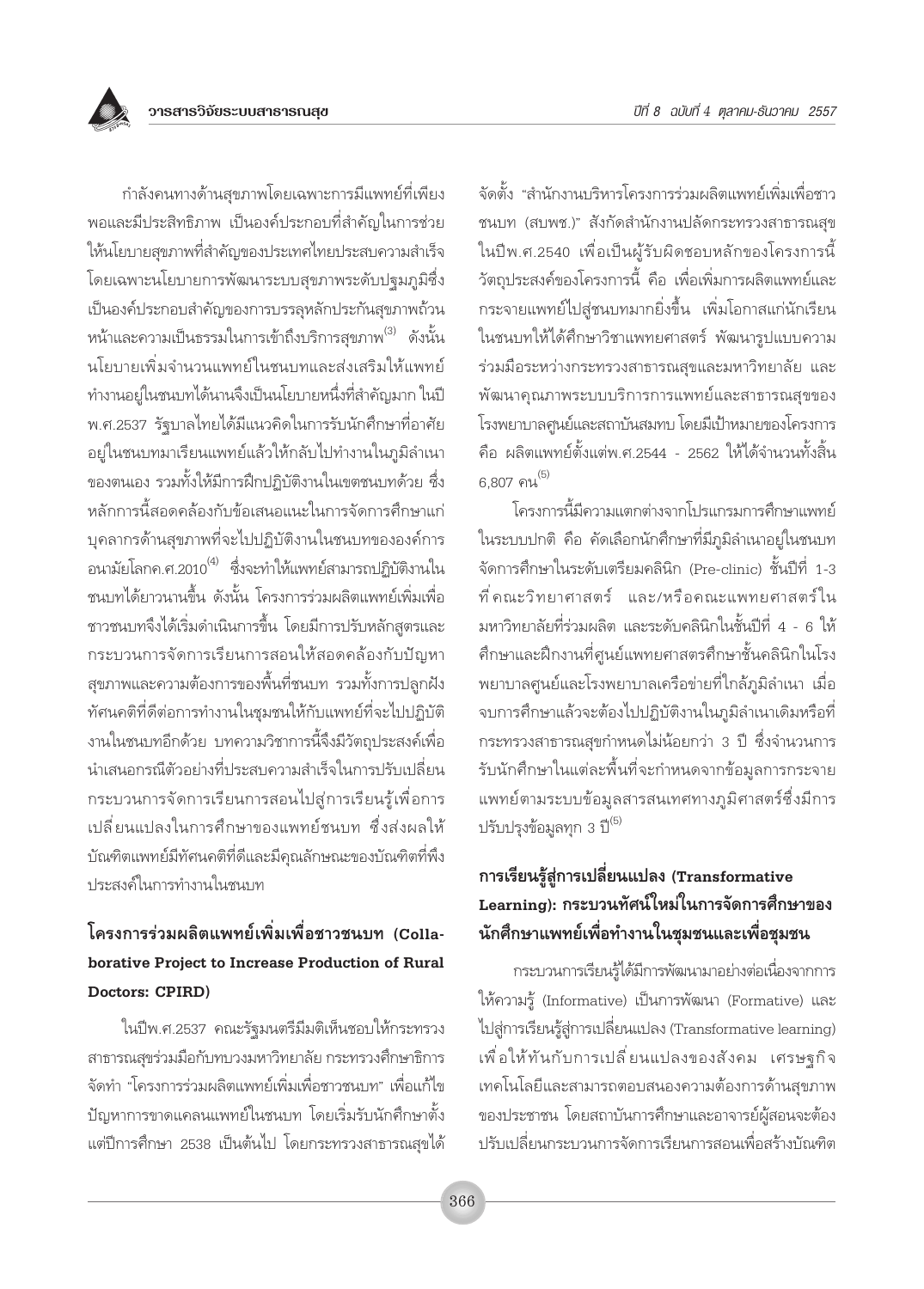กำลังคนทางด้านสุขภาพโดยเฉพาะการมีแพทย์ที่เพียงพอและมีประสิทธิภาพ เป็นองค์ประกอบที่สำคัญในการช่วยให้นโยบายสุขภาพที่สำคัญของประเทศไทยประสบความสำเร็จ โดยเฉพาะนโยบายการพัฒนาระบบสุขภาพระดับปฐมภูมิซึ่งเป็นองค์ประกอบสำคัญของการบรรลุหลักประกันสุขภาพถ้วนหน้าและความเป็นธรรมในการเข้าถึงบริการสุขภาพ[3] ดังนั้นนโยบายเพิ่มจำนวนแพทย์ในชนบทและส่งเสริมให้แพทย์ทำงานอยู่ในชนบทได้นานจึงเป็นนโยบายหนึ่งที่สำคัญมาก ในปี พ.ศ.2537 รัฐบาลไทยได้มีแนวคิดในการรับนักศึกษาที่อาศัยอยู่ในชนบทมาเรียนแพทย์แล้วให้กลับไปทำงานในภูมิลำเนาของตนเอง รวมทั้งให้มีการฝึกปฏิบัติงานในเขตชนบทด้วย ซึ่งหลักการนี้สอดคล้องกับข้อเสนอแนะในการจัดการศึกษาแก่บุคลากรด้านสุขภาพที่จะไปปฏิบัติงานในชนบทขององค์การอนามัยโลกค.ศ.2010[4] ซึ่งจะทำให้แพทย์สามารถปฏิบัติงานในชนบทได้ยาวนานขึ้น ดังนั้น โครงการร่วมผลิตแพทย์เพิ่มเพื่อชาวชนบทจึงได้เริ่มดำเนินการขึ้น โดยมีการปรับหลักสูตรและกระบวนการจัดการเรียนการสอนให้สอดคล้องกับปัญหาสุขภาพและความต้องการของพื้นที่ชนบท รวมทั้งการปลูกฝังทัศนคติที่ดีต่อการทำงานในชุมชนให้กับแพทย์ที่จะไปปฏิบัติงานในชนบทอีกด้วย บทความวิชาการนี้จึงมีวัตถุประสงค์เพื่อนำเสนอกรณีตัวอย่างที่ประสบความสำเร็จในการปรับเปลี่ยนกระบวนการจัดการเรียนการสอนไปสู่การเรียนรู้เพื่อการเปลี่ยนแปลงในการศึกษาของแพทย์ชนบท ซึ่งส่งผลให้บัณฑิตแพทย์มีทัศนคติที่ดีและมีคุณลักษณะของบัณฑิตที่พึงประสงค์ในการทำงานในชนบท

## โครงการร่วมผลิตแพทย์เพิ่มเพื่อชาวชนบท (Collaborative Project to Increase Production of Rural Doctors: CPIRD)

ในปีพ.ศ.2537 คณะรัฐมนตรีมีมติเห็นชอบให้กระทรวงสาธารณสุขร่วมมือกับทบวงมหาวิทยาลัย กระทรวงศึกษาธิการ จัดทำ "โครงการร่วมผลิตแพทย์เพิ่มเพื่อชาวชนบท" เพื่อแก้ไขปัญหาการขาดแคลนแพทย์ในชนบท โดยเริ่มรับนักศึกษาตั้งแต่ปีการศึกษา 2538 เป็นต้นไป โดยกระทรวงสาธารณสุขได้จัดตั้ง "สำนักงานบริหารโครงการร่วมผลิตแพทย์เพิ่มเพื่อชาวชนบท (สบพช.)" สังกัดสำนักงานปลัดกระทรวงสาธารณสุข ในปีพ.ศ.2540 เพื่อเป็นผู้รับผิดชอบหลักของโครงการนี้ วัตถุประสงค์ของโครงการนี้ คือ เพื่อเพิ่มการผลิตแพทย์และกระจายแพทย์ไปสู่ชนบทมากยิ่งขึ้น เพิ่มโอกาสแก่นักเรียนในชนบทให้ได้ศึกษาวิชาแพทยศาสตร์ พัฒนารูปแบบความร่วมมือระหว่างกระทรวงสาธารณสุขและมหาวิทยาลัย และพัฒนาคุณภาพระบบบริการการแพทย์และสาธารณสุขของโรงพยาบาลศูนย์และสถาบันสมทบ โดยมีเป้าหมายของโครงการ คือ ผลิตแพทย์ตั้งแต่พ.ศ.2544 - 2562 ให้ได้จำนวนทั้งสิ้น 6,807 คน[5]

โครงการนี้มีความแตกต่างจากโปรแกรมการศึกษาแพทย์ในระบบปกติ คือ คัดเลือกนักศึกษาที่มีภูมิลำเนาอยู่ในชนบท จัดการศึกษาในระดับเตรียมคลินิก (Pre-clinic) ชั้นปีที่ 1-3 ที่คณะวิทยาศาสตร์ และ/หรือคณะแพทยศาสตร์ในมหาวิทยาลัยที่ร่วมผลิต และระดับคลินิกในชั้นปีที่ 4 - 6 ให้ศึกษาและฝึกงานที่ศูนย์แพทยศาสตรศึกษาชั้นคลินิกในโรงพยาบาลศูนย์และโรงพยาบาลเครือข่ายที่ใกล้ภูมิลำเนา เมื่อจบการศึกษาแล้วจะต้องไปปฏิบัติงานในภูมิลำเนาเดิมหรือที่กระทรวงสาธารณสุขกำหนดไม่น้อยกว่า 3 ปี ซึ่งจำนวนการรับนักศึกษาในแต่ละพื้นที่จะกำหนดจากข้อมูลการกระจายแพทย์ตามระบบข้อมูลสารสนเทศทางภูมิศาสตร์ซึ่งมีการปรับปรุงข้อมูลทุก 3 ปี[5]

## การเรียนรู้สู่การเปลี่ยนแปลง (Transformative Learning): กระบวนทัศน์ใหม่ในการจัดการศึกษาของนักศึกษาแพทย์เพื่อทำงานในชุมชนและเพื่อชุมชน

กระบวนการเรียนรู้ได้มีการพัฒนามาอย่างต่อเนื่องจากการให้ความรู้ (Informative) เป็นการพัฒนา (Formative) และไปสู่การเรียนรู้สู่การเปลี่ยนแปลง (Transformative learning) เพื่อให้ทันกับการเปลี่ยนแปลงของสังคม เศรษฐกิจ เทคโนโลยีและสามารถตอบสนองความต้องการด้านสุขภาพของประชาชน โดยสถาบันการศึกษาและอาจารย์ผู้สอนจะต้องปรับเปลี่ยนกระบวนการจัดการเรียนการสอนเพื่อสร้างบัณฑิต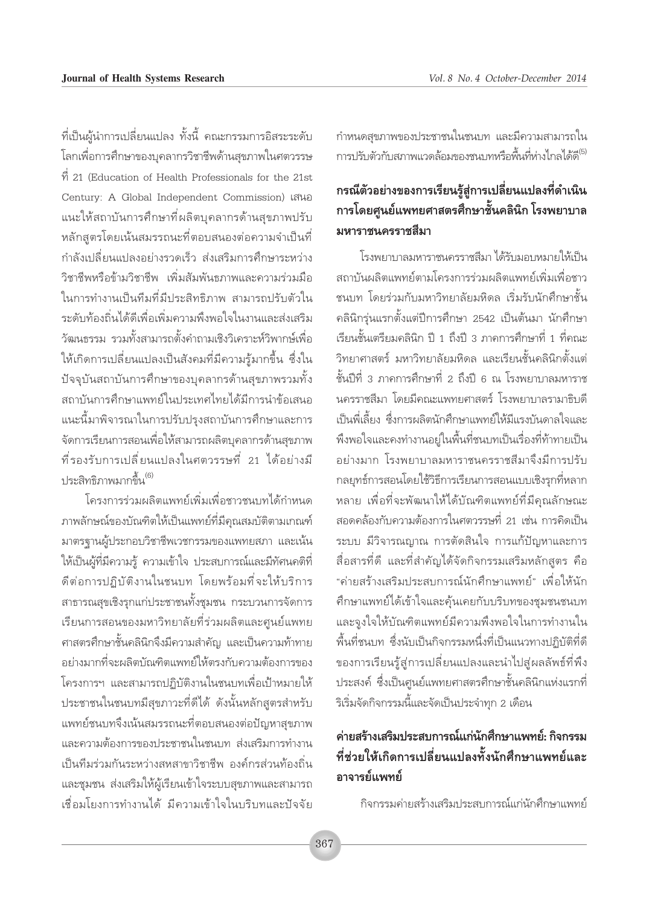ที่เป็นผู้นำการเปลี่ยนแปลง ทั้งนี้ คณะกรรมการอิสระระดับโลกเพื่อการศึกษาของบุคลากรวิชาชีพด้านสุขภาพในศตวรรษที่ 21 (Education of Health Professionals for the 21st Century: A Global Independent Commission) เสนอแนะให้สถาบันการศึกษาที่ผลิตบุคลากรด้านสุขภาพปรับหลักสูตรโดยเน้นสมรรถนะที่ตอบสนองต่อความจำเป็นที่กำลังเปลี่ยนแปลงอย่างรวดเร็ว ส่งเสริมการศึกษาระหว่างวิชาชีพหรือข้ามวิชาชีพ เพิ่มสัมพันธภาพและความร่วมมือในการทำงานเป็นทีมที่มีประสิทธิภาพ สามารถปรับตัวในระดับท้องถิ่นได้ดีเพื่อเพิ่มความพึงพอใจในงานและส่งเสริมวัฒนธรรม รวมทั้งสามารถตั้งคำถามเชิงวิเคราะห์วิพากษ์เพื่อให้เกิดการเปลี่ยนแปลงเป็นสังคมที่มีความรู้มากขึ้น ซึ่งในปัจจุบันสถาบันการศึกษาของบุคลากรด้านสุขภาพรวมทั้งสถาบันการศึกษาแพทย์ในประเทศไทยได้มีการนำข้อเสนอแนะนี้มาพิจารณาในการปรับปรุงสถาบันการศึกษาและการจัดการเรียนการสอนเพื่อให้สามารถผลิตบุคลากรด้านสุขภาพที่รองรับการเปลี่ยนแปลงในศตวรรษที่ 21 ได้อย่างมีประสิทธิภาพมากขึ้น[6]

โครงการร่วมผลิตแพทย์เพิ่มเพื่อชาวชนบทได้กำหนดภาพลักษณ์ของบัณฑิตให้เป็นแพทย์ที่มีคุณสมบัติตามเกณฑ์มาตรฐานผู้ประกอบวิชาชีพเวชกรรมของแพทยสภา และเน้นให้เป็นผู้ที่มีความรู้ ความเข้าใจ ประสบการณ์และมีทัศนคติที่ดีต่อการปฏิบัติงานในชนบท โดยพร้อมที่จะให้บริการสาธารณสุขเชิงรุกแก่ประชาชนทั้งชุมชน กระบวนการจัดการเรียนการสอนของมหาวิทยาลัยที่ร่วมผลิตและศูนย์แพทยศาสตรศึกษาชั้นคลินิกจึงมีความสำคัญ และเป็นความท้าทายอย่างมากที่จะผลิตบัณฑิตแพทย์ให้ตรงกับความต้องการของโครงการฯ และสามารถปฏิบัติงานในชนบทเพื่อเป้าหมายให้ประชาชนในชนบทมีสุขภาวะที่ดีได้ ดังนั้นหลักสูตรสำหรับแพทย์ชนบทจึงเน้นสมรรถนะที่ตอบสนองต่อปัญหาสุขภาพและความต้องการของประชาชนในชนบท ส่งเสริมการทำงานเป็นทีมร่วมกันระหว่างสหสาขาวิชาชีพ องค์กรส่วนท้องถิ่นและชุมชน ส่งเสริมให้ผู้เรียนเข้าใจระบบสุขภาพและสามารถเชื่อมโยงการทำงานได้ มีความเข้าใจในบริบทและปัจจัยกำหนดสุขภาพของประชาชนในชนบท และมีความสามารถในการปรับตัวกับสภาพแวดล้อมของชนบทหรือพื้นที่ห่างไกลได้ดี[5]

## กรณีตัวอย่างของการเรียนรู้สู่การเปลี่ยนแปลงที่ดำเนินการโดยศูนย์แพทยศาสตรศึกษาชั้นคลินิก โรงพยาบาลมหาราชนครราชสีมา

โรงพยาบาลมหาราชนครราชสีมา ได้รับมอบหมายให้เป็นสถาบันผลิตแพทย์ตามโครงการร่วมผลิตแพทย์เพิ่มเพื่อชาวชนบท โดยร่วมกับมหาวิทยาลัยมหิดล เริ่มรับนักศึกษาชั้นคลินิกรุ่นแรกตั้งแต่ปีการศึกษา 2542 เป็นต้นมา นักศึกษาเรียนชั้นเตรียมคลินิก ปี 1 ถึงปี 3 ภาคการศึกษาที่ 1 ที่คณะวิทยาศาสตร์ มหาวิทยาลัยมหิดล และเรียนชั้นคลินิกตั้งแต่ชั้นปีที่ 3 ภาคการศึกษาที่ 2 ถึงปี 6 ณ โรงพยาบาลมหาราชนครราชสีมา โดยมีคณะแพทยศาสตร์ โรงพยาบาลรามาธิบดีเป็นพี่เลี้ยง ซึ่งการผลิตนักศึกษาแพทย์ให้มีแรงบันดาลใจและพึงพอใจและคงทำงานอยู่ในพื้นที่ชนบทเป็นเรื่องที่ท้าทายเป็นอย่างมาก โรงพยาบาลมหาราชนครราชสีมาจึงมีการปรับกลยุทธ์การสอนโดยใช้วิธีการเรียนการสอนแบบเชิงรุกที่หลากหลาย เพื่อที่จะพัฒนาให้ได้บัณฑิตแพทย์ที่มีคุณลักษณะสอดคล้องกับความต้องการในศตวรรษที่ 21 เช่น การคิดเป็นระบบ มีวิจารณญาณ การตัดสินใจ การแก้ปัญหาและการสื่อสารที่ดี และที่สำคัญได้จัดกิจกรรมเสริมหลักสูตร คือ "ค่ายสร้างเสริมประสบการณ์นักศึกษาแพทย์" เพื่อให้นักศึกษาแพทย์ได้เข้าใจและคุ้นเคยกับบริบทของชุมชนชนบท และจูงใจให้บัณฑิตแพทย์มีความพึงพอใจในการทำงานในพื้นที่ชนบท ซึ่งนับเป็นกิจกรรมหนึ่งที่เป็นแนวทางปฏิบัติที่ดีของการเรียนรู้สู่การเปลี่ยนแปลงและนำไปสู่ผลลัพธ์ที่พึงประสงค์ ซึ่งเป็นศูนย์แพทยศาสตรศึกษาชั้นคลินิกแห่งแรกที่ริเริ่มจัดกิจกรรมนี้และจัดเป็นประจำทุก 2 เดือน

## ค่ายสร้างเสริมประสบการณ์แก่นักศึกษาแพทย์: กิจกรรมที่ช่วยให้เกิดการเปลี่ยนแปลงทั้งนักศึกษาแพทย์และอาจารย์แพทย์

กิจกรรมค่ายสร้างเสริมประสบการณ์แก่นักศึกษาแพทย์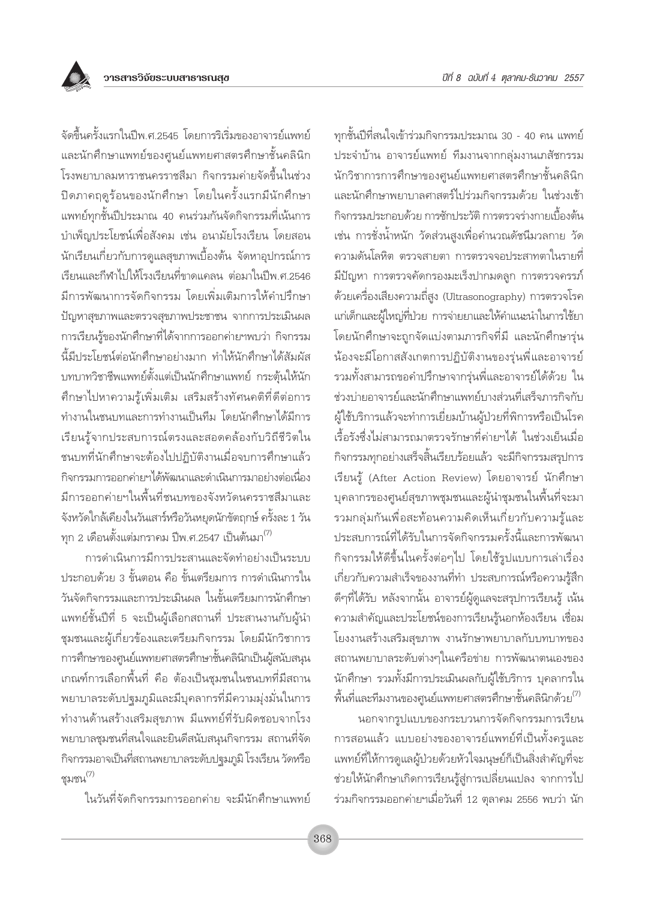จัดขึ้นครั้งแรกในปีพ.ศ.2545 โดยการริเริ่มของอาจารย์แพทย์และนักศึกษาแพทย์ของศูนย์แพทยศาสตรศึกษาชั้นคลินิก โรงพยาบาลมหาราชนครราชสีมา กิจกรรมค่ายจัดขึ้นในช่วงปิดภาคฤดูร้อนของนักศึกษา โดยในครั้งแรกมีนักศึกษาแพทย์ทุกชั้นปีประมาณ 40 คนร่วมกันจัดกิจกรรมที่เน้นการบำเพ็ญประโยชน์เพื่อสังคม เช่น อนามัยโรงเรียน โดยสอนนักเรียนเกี่ยวกับการดูแลสุขภาพเบื้องต้น จัดหาอุปกรณ์การเรียนและกีฬาไปให้โรงเรียนที่ขาดแคลน ต่อมาในปีพ.ศ.2546 มีการพัฒนาการจัดกิจกรรม โดยเพิ่มเติมการให้คำปรึกษาปัญหาสุขภาพและตรวจสุขภาพประชาชน จากการประเมินผลการเรียนรู้ของนักศึกษาที่ได้จากการออกค่ายฯพบว่า กิจกรรมนี้มีประโยชน์ต่อนักศึกษาอย่างมาก ทำให้นักศึกษาได้สัมผัสบทบาทวิชาชีพแพทย์ตั้งแต่เป็นนักศึกษาแพทย์ กระตุ้นให้นักศึกษาไปหาความรู้เพิ่มเติม เสริมสร้างทัศนคติที่ดีต่อการทำงานในชนบทและการทำงานเป็นทีม โดยนักศึกษาได้มีการเรียนรู้จากประสบการณ์ตรงและสอดคล้องกับวิถีชีวิตในชนบทที่นักศึกษาจะต้องไปปฏิบัติงานเมื่อจบการศึกษาแล้ว กิจกรรมการออกค่ายฯได้พัฒนาและดำเนินการมาอย่างต่อเนื่อง มีการออกค่ายฯในพื้นที่ชนบทของจังหวัดนครราชสีมาและจังหวัดใกล้เคียงในวันเสาร์หรือวันหยุดนักขัตฤกษ์ ครั้งละ 1 วัน ทุก 2 เดือนตั้งแต่มกราคม ปีพ.ศ.2547 เป็นต้นมา[7]

การดำเนินการมีการประสานและจัดทำอย่างเป็นระบบ ประกอบด้วย 3 ขั้นตอน คือ ขั้นเตรียมการ การดำเนินการในวันจัดกิจกรรมและการประเมินผล ในขั้นเตรียมการนักศึกษาแพทย์ชั้นปีที่ 5 จะเป็นผู้เลือกสถานที่ ประสานงานกับผู้นำชุมชนและผู้เกี่ยวข้องและเตรียมกิจกรรม โดยมีนักวิชาการการศึกษาของศูนย์แพทยศาสตรศึกษาชั้นคลินิกเป็นผู้สนับสนุน เกณฑ์การเลือกพื้นที่ คือ ต้องเป็นชุมชนในชนบทที่มีสถานพยาบาลระดับปฐมภูมิและมีบุคลากรที่มีความมุ่งมั่นในการทำงานด้านสร้างเสริมสุขภาพ มีแพทย์ที่รับผิดชอบจากโรงพยาบาลชุมชนที่สนใจและยินดีสนับสนุนกิจกรรม สถานที่จัดกิจกรรมอาจเป็นที่สถานพยาบาลระดับปฐมภูมิ โรงเรียน วัดหรือชุมชน[7]

ในวันที่จัดกิจกรรมการออกค่าย จะมีนักศึกษาแพทย์ทุกชั้นปีที่สนใจเข้าร่วมกิจกรรมประมาณ 30 - 40 คน แพทย์ประจำบ้าน อาจารย์แพทย์ ทีมงานจากกลุ่มงานเภสัชกรรม นักวิชาการการศึกษาของศูนย์แพทยศาสตรศึกษาชั้นคลินิก และนักศึกษาพยาบาลศาสตร์ไปร่วมกิจกรรมด้วย ในช่วงเช้ากิจกรรมประกอบด้วย การซักประวัติ การตรวจร่างกายเบื้องต้น เช่น การชั่งน้ำหนัก วัดส่วนสูงเพื่อคำนวณดัชนีมวลกาย วัดความดันโลหิต ตรวจสายตา การตรวจจอประสาทตาในรายที่มีปัญหา การตรวจคัดกรองมะเร็งปากมดลูก การตรวจครรภ์ด้วยเครื่องเสียงความถี่สูง (Ultrasonography) การตรวจโรคแก่เด็กและผู้ใหญ่ที่ป่วย การจ่ายยาและให้คำแนะนำในการใช้ยา โดยนักศึกษาจะถูกจัดแบ่งตามภารกิจที่มี และนักศึกษารุ่นน้องจะมีโอกาสสังเกตการปฏิบัติงานของรุ่นพี่และอาจารย์ รวมทั้งสามารถขอคำปรึกษาจากรุ่นพี่และอาจารย์ได้ด้วย ในช่วงบ่ายอาจารย์และนักศึกษาแพทย์บางส่วนที่เสร็จภารกิจกับผู้ใช้บริการแล้วจะทำการเยี่ยมบ้านผู้ป่วยที่พิการหรือเป็นโรคเรื้อรังซึ่งไม่สามารถมาตรวจรักษาที่ค่ายฯได้ ในช่วงเย็นเมื่อกิจกรรมทุกอย่างเสร็จสิ้นเรียบร้อยแล้ว จะมีกิจกรรมสรุปการเรียนรู้ (After Action Review) โดยอาจารย์ นักศึกษา บุคลากรของศูนย์สุขภาพชุมชนและผู้นำชุมชนในพื้นที่จะมารวมกลุ่มกันเพื่อสะท้อนความคิดเห็นเกี่ยวกับความรู้และประสบการณ์ที่ได้รับในการจัดกิจกรรมครั้งนี้และการพัฒนากิจกรรมให้ดีขึ้นในครั้งต่อๆไป โดยใช้รูปแบบการเล่าเรื่องเกี่ยวกับความสำเร็จของงานที่ทำ ประสบการณ์หรือความรู้สึกดีๆที่ได้รับ หลังจากนั้น อาจารย์ผู้ดูแลจะสรุปการเรียนรู้ เน้นความสำคัญและประโยชน์ของการเรียนรู้นอกห้องเรียน เชื่อมโยงงานสร้างเสริมสุขภาพ งานรักษาพยาบาลกับบทบาทของสถานพยาบาลระดับต่างๆในเครือข่าย การพัฒนาตนเองของนักศึกษา รวมทั้งมีการประเมินผลกับผู้ใช้บริการ บุคลากรในพื้นที่และทีมงานของศูนย์แพทยศาสตรศึกษาชั้นคลินิกด้วย[7]

นอกจากรูปแบบของกระบวนการจัดกิจกรรมการเรียนการสอนแล้ว แบบอย่างของอาจารย์แพทย์ที่เป็นทั้งครูและแพทย์ที่ให้การดูแลผู้ป่วยด้วยหัวใจมนุษย์ก็เป็นสิ่งสำคัญที่จะช่วยให้นักศึกษาเกิดการเรียนรู้สู่การเปลี่ยนแปลง จากการไปร่วมกิจกรรมออกค่ายฯเมื่อวันที่ 12 ตุลาคม 2556 พบว่า นัก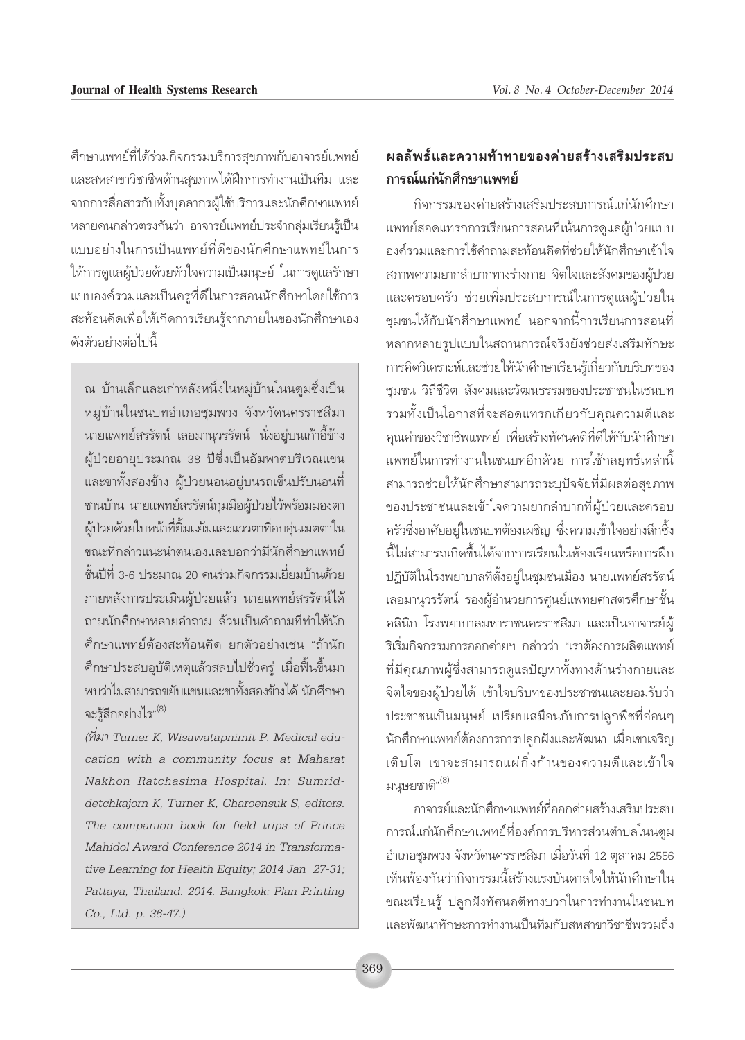ศึกษาแพทย์ที่ได้ร่วมกิจกรรมบริการสุขภาพกับอาจารย์แพทย์และสหสาขาวิชาชีพด้านสุขภาพได้ฝึกการทำงานเป็นทีม และจากการสื่อสารกับทั้งบุคลากรผู้ใช้บริการและนักศึกษาแพทย์หลายคนกล่าวตรงกันว่า อาจารย์แพทย์ประจำกลุ่มเรียนรู้เป็นแบบอย่างในการเป็นแพทย์ที่ดีของนักศึกษาแพทย์ในการให้การดูแลผู้ป่วยด้วยหัวใจความเป็นมนุษย์ ในการดูแลรักษาแบบองค์รวมและเป็นครูที่ดีในการสอนนักศึกษาโดยใช้การสะท้อนคิดเพื่อให้เกิดการเรียนรู้จากภายในของนักศึกษาเอง ดังตัวอย่างต่อไปนี้

> ณ บ้านเล็กและเก่าหลังหนึ่งในหมู่บ้านโนนตูมซึ่งเป็นหมู่บ้านในชนบทอำเภอชุมพวง จังหวัดนครราชสีมา นายแพทย์สรรัตน์ เลอมานุวรรัตน์ นั่งอยู่บนเก้าอี้ข้างผู้ป่วยอายุประมาณ 38 ปีซึ่งเป็นอัมพาตบริเวณแขนและขาทั้งสองข้าง ผู้ป่วยนอนอยู่บนรถเข็นปรับนอนที่ชานบ้าน นายแพทย์สรรัตน์กุมมือผู้ป่วยไว้พร้อมมองตาผู้ป่วยด้วยใบหน้าที่ยิ้มแย้มและแววตาที่อบอุ่นเมตตาในขณะที่กล่าวแนะนำตนเองและบอกว่ามีนักศึกษาแพทย์ชั้นปีที่ 3-6 ประมาณ 20 คนร่วมกิจกรรมเยี่ยมบ้านด้วย ภายหลังการประเมินผู้ป่วยแล้ว นายแพทย์สรรัตน์ได้ถามนักศึกษาหลายคำถาม ล้วนเป็นคำถามที่ทำให้นักศึกษาแพทย์ต้องสะท้อนคิด ยกตัวอย่างเช่น "ถ้านักศึกษาประสบอุบัติเหตุแล้วสลบไปชั่วครู่ เมื่อฟื้นขึ้นมาพบว่าไม่สามารถขยับแขนและขาทั้งสองข้างได้ นักศึกษาจะรู้สึกอย่างไร"[8]
>
> *(ที่มา Turner K, Wisawatapnimit P. Medical education with a community focus at Maharat Nakhon Ratchasima Hospital. In: Sumriddetchkajorn K, Turner K, Charoensuk S, editors. The companion book for field trips of Prince Mahidol Award Conference 2014 in Transformative Learning for Health Equity; 2014 Jan 27-31; Pattaya, Thailand. 2014. Bangkok: Plan Printing Co., Ltd. p. 36-47.)*

## ผลลัพธ์และความท้าทายของค่ายสร้างเสริมประสบการณ์แก่นักศึกษาแพทย์

กิจกรรมของค่ายสร้างเสริมประสบการณ์แก่นักศึกษาแพทย์สอดแทรกการเรียนการสอนที่เน้นการดูแลผู้ป่วยแบบองค์รวมและการใช้คำถามสะท้อนคิดที่ช่วยให้นักศึกษาเข้าใจสภาพความยากลำบากทางร่างกาย จิตใจและสังคมของผู้ป่วยและครอบครัว ช่วยเพิ่มประสบการณ์ในการดูแลผู้ป่วยในชุมชนให้กับนักศึกษาแพทย์ นอกจากนี้การเรียนการสอนที่หลากหลายรูปแบบในสถานการณ์จริงยังช่วยส่งเสริมทักษะการคิดวิเคราะห์และช่วยให้นักศึกษาเรียนรู้เกี่ยวกับบริบทของชุมชน วิถีชีวิต สังคมและวัฒนธรรมของประชาชนในชนบท รวมทั้งเป็นโอกาสที่จะสอดแทรกเกี่ยวกับคุณความดีและคุณค่าของวิชาชีพแพทย์ เพื่อสร้างทัศนคติที่ดีให้กับนักศึกษาแพทย์ในการทำงานในชนบทอีกด้วย การใช้กลยุทธ์เหล่านี้สามารถช่วยให้นักศึกษาสามารถระบุปัจจัยที่มีผลต่อสุขภาพของประชาชนและเข้าใจความยากลำบากที่ผู้ป่วยและครอบครัวซึ่งอาศัยอยู่ในชนบทต้องเผชิญ ซึ่งความเข้าใจอย่างลึกซึ้งนี้ไม่สามารถเกิดขึ้นได้จากการเรียนในห้องเรียนหรือการฝึกปฏิบัติในโรงพยาบาลที่ตั้งอยู่ในชุมชนเมือง นายแพทย์สรรัตน์ เลอมานุวรรัตน์ รองผู้อำนวยการศูนย์แพทยศาสตรศึกษาชั้นคลินิก โรงพยาบาลมหาราชนครราชสีมา และเป็นอาจารย์ผู้ริเริ่มกิจกรรมการออกค่ายฯ กล่าวว่า "เราต้องการผลิตแพทย์ที่มีคุณภาพผู้ซึ่งสามารถดูแลปัญหาทั้งทางด้านร่างกายและจิตใจของผู้ป่วยได้ เข้าใจบริบทของประชาชนและยอมรับว่าประชาชนเป็นมนุษย์ เปรียบเสมือนกับการปลูกพืชที่อ่อนๆ นักศึกษาแพทย์ต้องการการปลูกฝังและพัฒนา เมื่อเขาเจริญเติบโต เขาจะสามารถแผ่กิ่งก้านของความดีและเข้าใจมนุษยชาติ"[8]

อาจารย์และนักศึกษาแพทย์ที่ออกค่ายสร้างเสริมประสบการณ์แก่นักศึกษาแพทย์ที่องค์การบริหารส่วนตำบลโนนตูม อำเภอชุมพวง จังหวัดนครราชสีมา เมื่อวันที่ 12 ตุลาคม 2556 เห็นพ้องกันว่ากิจกรรมนี้สร้างแรงบันดาลใจให้นักศึกษาในขณะเรียนรู้ ปลูกฝังทัศนคติทางบวกในการทำงานในชนบทและพัฒนาทักษะการทำงานเป็นทีมกับสหสาขาวิชาชีพรวมถึง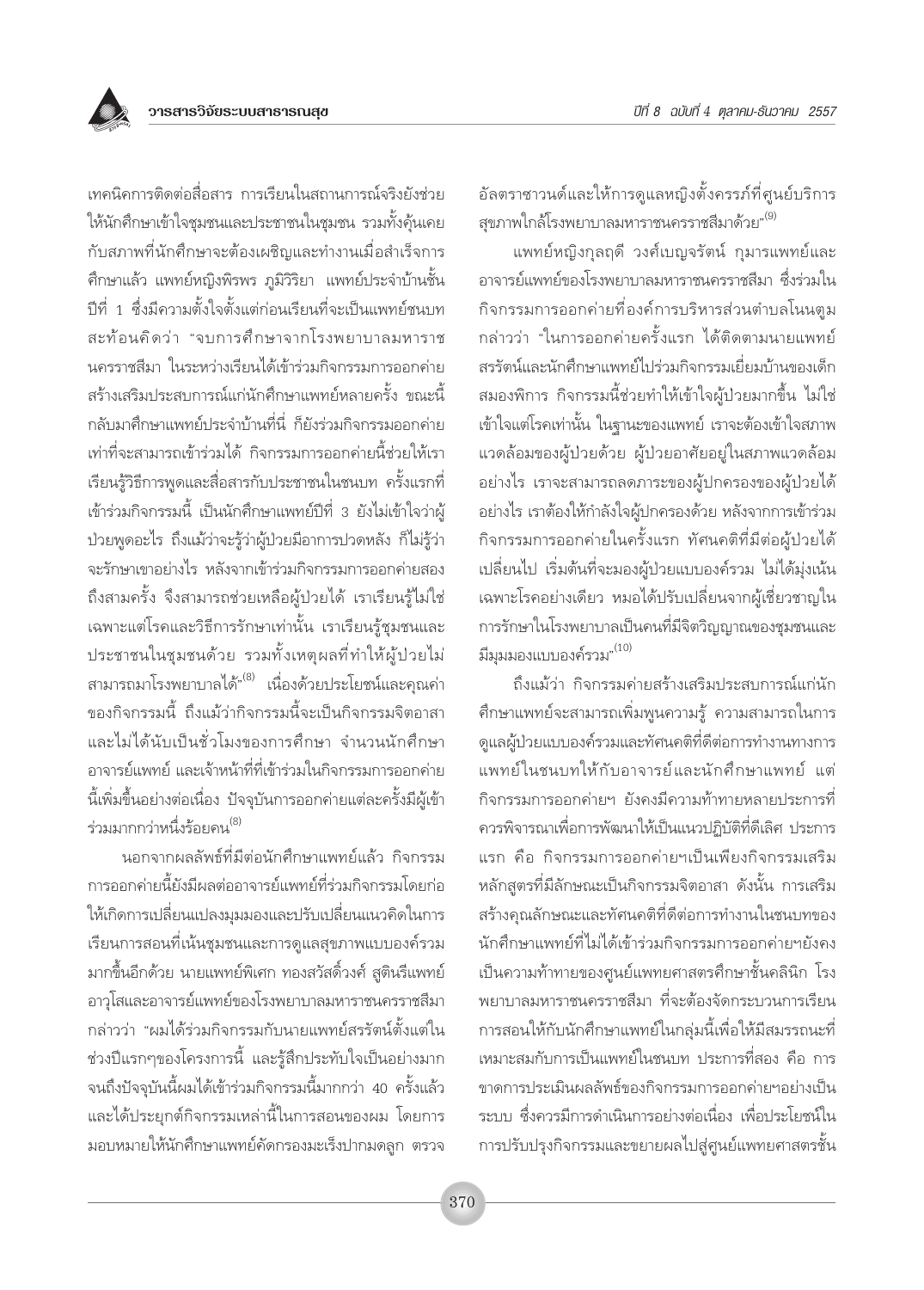เทคนิคการติดต่อสื่อสาร การเรียนในสถานการณ์จริงยังช่วยให้นักศึกษาเข้าใจชุมชนและประชาชนในชุมชน รวมทั้งคุ้นเคยกับสภาพที่นักศึกษาจะต้องเผชิญและทำงานเมื่อสำเร็จการศึกษาแล้ว แพทย์หญิงพิรพร ภูมิวิริยา แพทย์ประจำบ้านชั้นปีที่ 1 ซึ่งมีความตั้งใจตั้งแต่ก่อนเรียนที่จะเป็นแพทย์ชนบท สะท้อนคิดว่า "จบการศึกษาจากโรงพยาบาลมหาราชนครราชสีมา ในระหว่างเรียนได้เข้าร่วมกิจกรรมการออกค่ายสร้างเสริมประสบการณ์แก่นักศึกษาแพทย์หลายครั้ง ขณะนี้กลับมาศึกษาแพทย์ประจำบ้านที่นี่ ก็ยังร่วมกิจกรรมออกค่ายเท่าที่จะสามารถเข้าร่วมได้ กิจกรรมการออกค่ายนี้ช่วยให้เราเรียนรู้วิธีการพูดและสื่อสารกับประชาชนในชนบท ครั้งแรกที่เข้าร่วมกิจกรรมนี้ เป็นนักศึกษาแพทย์ปีที่ 3 ยังไม่เข้าใจว่าผู้ป่วยพูดอะไร ถึงแม้ว่าจะรู้ว่าผู้ป่วยมีอาการปวดหลัง ก็ไม่รู้ว่าจะรักษาเขาอย่างไร หลังจากเข้าร่วมกิจกรรมการออกค่ายสองถึงสามครั้ง จึงสามารถช่วยเหลือผู้ป่วยได้ เราเรียนรู้ไม่ใช่เฉพาะแต่โรคและวิธีการรักษาเท่านั้น เราเรียนรู้ชุมชนและประชาชนในชุมชนด้วย รวมทั้งเหตุผลที่ทำให้ผู้ป่วยไม่สามารถมาโรงพยาบาลได้"[8] เนื่องด้วยประโยชน์และคุณค่าของกิจกรรมนี้ ถึงแม้ว่ากิจกรรมนี้จะเป็นกิจกรรมจิตอาสาและไม่ได้นับเป็นชั่วโมงของการศึกษา จำนวนนักศึกษา อาจารย์แพทย์ และเจ้าหน้าที่ที่เข้าร่วมในกิจกรรมการออกค่ายนี้เพิ่มขึ้นอย่างต่อเนื่อง ปัจจุบันการออกค่ายแต่ละครั้งมีผู้เข้าร่วมมากกว่าหนึ่งร้อยคน[8]

นอกจากผลลัพธ์ที่มีต่อนักศึกษาแพทย์แล้ว กิจกรรมการออกค่ายนี้ยังมีผลต่ออาจารย์แพทย์ที่ร่วมกิจกรรมโดยก่อให้เกิดการเปลี่ยนแปลงมุมมองและปรับเปลี่ยนแนวคิดในการเรียนการสอนที่เน้นชุมชนและการดูแลสุขภาพแบบองค์รวมมากขึ้นอีกด้วย นายแพทย์พิเศก ทองสวัสดิ์วงศ์ สูตินรีแพทย์อาวุโสและอาจารย์แพทย์ของโรงพยาบาลมหาราชนครราชสีมา กล่าวว่า "ผมได้ร่วมกิจกรรมกับนายแพทย์สรรัตน์ตั้งแต่ในช่วงปีแรกๆของโครงการนี้ และรู้สึกประทับใจเป็นอย่างมาก จนถึงปัจจุบันนี้ผมได้เข้าร่วมกิจกรรมนี้มากกว่า 40 ครั้งแล้ว และได้ประยุกต์กิจกรรมเหล่านี้ในการสอนของผม โดยการมอบหมายให้นักศึกษาแพทย์คัดกรองมะเร็งปากมดลูก ตรวจอัลตราซาวนด์และให้การดูแลหญิงตั้งครรภ์ที่ศูนย์บริการสุขภาพใกล้โรงพยาบาลมหาราชนครราชสีมาด้วย"[9]

แพทย์หญิงกุลฤดี วงศ์เบญจรัตน์ กุมารแพทย์และอาจารย์แพทย์ของโรงพยาบาลมหาราชนครราชสีมา ซึ่งร่วมในกิจกรรมการออกค่ายที่องค์การบริหารส่วนตำบลโนนตูม กล่าวว่า "ในการออกค่ายครั้งแรก ได้ติดตามนายแพทย์สรรัตน์และนักศึกษาแพทย์ไปร่วมกิจกรรมเยี่ยมบ้านของเด็กสมองพิการ กิจกรรมนี้ช่วยทำให้เข้าใจผู้ป่วยมากขึ้น ไม่ใช่เข้าใจแต่โรคเท่านั้น ในฐานะของแพทย์ เราจะต้องเข้าใจสภาพแวดล้อมของผู้ป่วยด้วย ผู้ป่วยอาศัยอยู่ในสภาพแวดล้อมอย่างไร เราจะสามารถลดภาระของผู้ปกครองของผู้ป่วยได้อย่างไร เราต้องให้กำลังใจผู้ปกครองด้วย หลังจากการเข้าร่วมกิจกรรมการออกค่ายในครั้งแรก ทัศนคติที่มีต่อผู้ป่วยได้เปลี่ยนไป เริ่มต้นที่จะมองผู้ป่วยแบบองค์รวม ไม่ได้มุ่งเน้นเฉพาะโรคอย่างเดียว หมอได้ปรับเปลี่ยนจากผู้เชี่ยวชาญในการรักษาในโรงพยาบาลเป็นคนที่มีจิตวิญญาณของชุมชนและมีมุมมองแบบองค์รวม"[10]

ถึงแม้ว่า กิจกรรมค่ายสร้างเสริมประสบการณ์แก่นักศึกษาแพทย์จะสามารถเพิ่มพูนความรู้ ความสามารถในการดูแลผู้ป่วยแบบองค์รวมและทัศนคติที่ดีต่อการทำงานทางการแพทย์ในชนบทให้กับอาจารย์และนักศึกษาแพทย์ แต่กิจกรรมการออกค่ายฯ ยังคงมีความท้าทายหลายประการที่ควรพิจารณาเพื่อการพัฒนาให้เป็นแนวปฏิบัติที่ดีเลิศ ประการแรก คือ กิจกรรมการออกค่ายฯเป็นเพียงกิจกรรมเสริมหลักสูตรที่มีลักษณะเป็นกิจกรรมจิตอาสา ดังนั้น การเสริมสร้างคุณลักษณะและทัศนคติที่ดีต่อการทำงานในชนบทของนักศึกษาแพทย์ที่ไม่ได้เข้าร่วมกิจกรรมการออกค่ายฯยังคงเป็นความท้าทายของศูนย์แพทยศาสตรศึกษาชั้นคลินิก โรงพยาบาลมหาราชนครราชสีมา ที่จะต้องจัดกระบวนการเรียนการสอนให้กับนักศึกษาแพทย์ในกลุ่มนี้เพื่อให้มีสมรรถนะที่เหมาะสมกับการเป็นแพทย์ในชนบท ประการที่สอง คือ การขาดการประเมินผลลัพธ์ของกิจกรรมการออกค่ายฯอย่างเป็นระบบ ซึ่งควรมีการดำเนินการอย่างต่อเนื่อง เพื่อประโยชน์ในการปรับปรุงกิจกรรมและขยายผลไปสู่ศูนย์แพทยศาสตรชั้น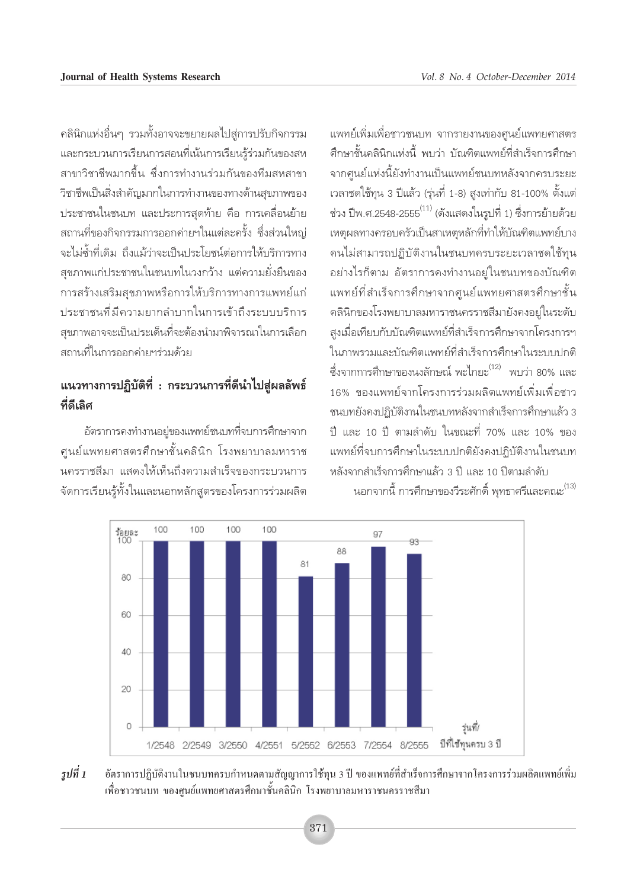คลินิกแห่งอื่นๆ รวมทั้งอาจจะขยายผลไปสู่การปรับกิจกรรมและกระบวนการเรียนการสอนที่เน้นการเรียนรู้ร่วมกันของสหสาขาวิชาชีพมากขึ้น ซึ่งการทำงานร่วมกันของทีมสหสาขาวิชาชีพเป็นสิ่งสำคัญมากในการทำงานของทางด้านสุขภาพของประชาชนในชนบท และประการสุดท้าย คือ การเคลื่อนย้ายสถานที่ของกิจกรรมการออกค่ายฯในแต่ละครั้ง ซึ่งส่วนใหญ่จะไม่ซ้ำที่เดิม ถึงแม้ว่าจะเป็นประโยชน์ต่อการให้บริการทางสุขภาพแก่ประชาชนในชนบทในวงกว้าง แต่ความยั่งยืนของการสร้างเสริมสุขภาพหรือการให้บริการทางการแพทย์แก่ประชาชนที่มีความยากลำบากในการเข้าถึงระบบบริการสุขภาพอาจจะเป็นประเด็นที่จะต้องนำมาพิจารณาในการเลือกสถานที่ในการออกค่ายฯร่วมด้วย

## แนวทางการปฏิบัติที่ : กระบวนการที่ดีนำไปสู่ผลลัพธ์ที่ดีเลิศ

อัตราการคงทำงานอยู่ของแพทย์ชนบทที่จบการศึกษาจากศูนย์แพทยศาสตรศึกษาชั้นคลินิก โรงพยาบาลมหาราชนครราชสีมา แสดงให้เห็นถึงความสำเร็จของกระบวนการจัดการเรียนรู้ทั้งในและนอกหลักสูตรของโครงการร่วมผลิตแพทย์เพิ่มเพื่อชาวชนบท จากรายงานของศูนย์แพทยศาสตรศึกษาชั้นคลินิกแห่งนี้ พบว่า บัณฑิตแพทย์ที่สำเร็จการศึกษาจากศูนย์แห่งนี้ยังทำงานเป็นแพทย์ชนบทหลังจากครบระยะเวลาชดใช้ทุน 3 ปีแล้ว (รุ่นที่ 1-8) สูงเท่ากับ 81-100% ตั้งแต่ช่วง ปีพ.ศ.2548-2555[11] (ดังแสดงในรูปที่ 1) ซึ่งการย้ายด้วยเหตุผลทางครอบครัวเป็นสาเหตุหลักที่ทำให้บัณฑิตแพทย์บางคนไม่สามารถปฏิบัติงานในชนบทครบระยะเวลาชดใช้ทุน อย่างไรก็ตาม อัตราการคงทำงานอยู่ในชนบทของบัณฑิตแพทย์ที่สำเร็จการศึกษาจากศูนย์แพทยศาสตรศึกษาชั้นคลินิกของโรงพยาบาลมหาราชนครราชสีมายังคงอยู่ในระดับสูงเมื่อเทียบกับบัณฑิตแพทย์ที่สำเร็จการศึกษาจากโครงการฯในภาพรวมและบัณฑิตแพทย์ที่สำเร็จการศึกษาในระบบปกติ ซึ่งจากการศึกษาของนงลักษณ์ พะไกยะ[12] พบว่า 80% และ 16% ของแพทย์จากโครงการร่วมผลิตแพทย์เพิ่มเพื่อชาวชนบทยังคงปฏิบัติงานในชนบทหลังจากสำเร็จการศึกษาแล้ว 3 ปี และ 10 ปี ตามลำดับ ในขณะที่ 70% และ 10% ของแพทย์ที่จบการศึกษาในระบบปกติยังคงปฏิบัติงานในชนบทหลังจากสำเร็จการศึกษาแล้ว 3 ปี และ 10 ปีตามลำดับ

นอกจากนี้ การศึกษาของวีระศักดิ์ พุทธาศรีและคณะ[13]

| รุ่นที่/ปีที่ใช้ทุนครบ 3 ปี | ร้อยละ |
|---|---|
| 1/2548 | 100 |
| 2/2549 | 100 |
| 3/2550 | 100 |
| 4/2551 | 100 |
| 5/2552 | 81 |
| 6/2553 | 88 |
| 7/2554 | 97 |
| 8/2555 | 93 |

*รูปที่ 1* อัตราการปฏิบัติงานในชนบทครบกำหนดตามสัญญาการใช้ทุน 3 ปี ของแพทย์ที่สำเร็จการศึกษาจากโครงการร่วมผลิตแพทย์เพิ่มเพื่อชาวชนบท ของศูนย์แพทยศาสตรศึกษาชั้นคลินิก โรงพยาบาลมหาราชนครราชสีมา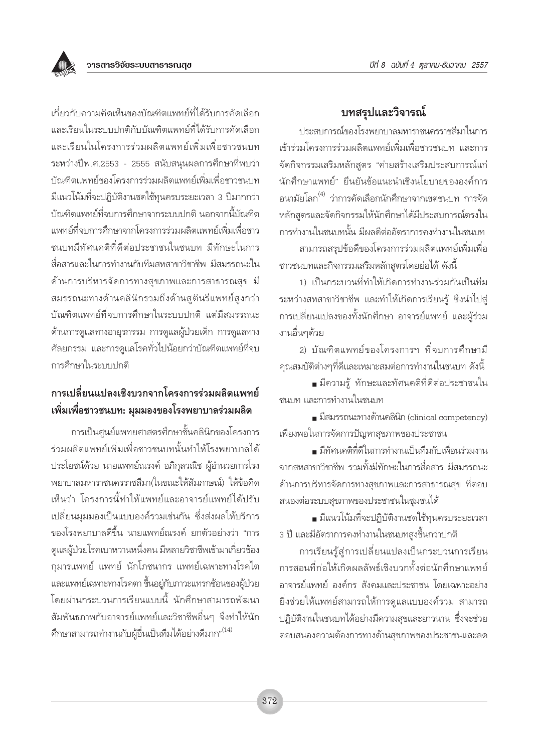เกี่ยวกับความคิดเห็นของบัณฑิตแพทย์ที่ได้รับการคัดเลือกและเรียนในระบบปกติกับบัณฑิตแพทย์ที่ได้รับการคัดเลือกและเรียนในโครงการร่วมผลิตแพทย์เพิ่มเพื่อชาวชนบทระหว่างปีพ.ศ.2553 - 2555 สนับสนุนผลการศึกษาที่พบว่าบัณฑิตแพทย์ของโครงการร่วมผลิตแพทย์เพิ่มเพื่อชาวชนบทมีแนวโน้มที่จะปฏิบัติงานชดใช้ทุนครบระยะเวลา 3 ปีมากกว่าบัณฑิตแพทย์ที่จบการศึกษาจากระบบปกติ นอกจากนี้บัณฑิตแพทย์ที่จบการศึกษาจากโครงการร่วมผลิตแพทย์เพิ่มเพื่อชาวชนบทมีทัศนคติที่ดีต่อประชาชนในชนบท มีทักษะในการสื่อสารและในการทำงานกับทีมสหสาขาวิชาชีพ มีสมรรถนะในด้านการบริหารจัดการทางสุขภาพและการสาธารณสุข มีสมรรถนะทางด้านคลินิกรวมถึงด้านสูตินรีแพทย์สูงกว่าบัณฑิตแพทย์ที่จบการศึกษาในระบบปกติ แต่มีสมรรถนะด้านการดูแลทางอายุรกรรม การดูแลผู้ป่วยเด็ก การดูแลทางศัลยกรรม และการดูแลโรคทั่วไปน้อยกว่าบัณฑิตแพทย์ที่จบการศึกษาในระบบปกติ

## การเปลี่ยนแปลงเชิงบวกจากโครงการร่วมผลิตแพทย์เพิ่มเพื่อชาวชนบท: มุมมองของโรงพยาบาลร่วมผลิต

การเป็นศูนย์แพทยศาสตรศึกษาชั้นคลินิกของโครงการร่วมผลิตแพทย์เพิ่มเพื่อชาวชนบทนั้นทำให้โรงพยาบาลได้ประโยชน์ด้วย นายแพทย์ณรงค์ อภิกุลวณิช ผู้อำนวยการโรงพยาบาลมหาราชนครราชสีมา(ในขณะให้สัมภาษณ์) ให้ข้อคิดเห็นว่า โครงการนี้ทำให้แพทย์และอาจารย์แพทย์ได้ปรับเปลี่ยนมุมมองเป็นแบบองค์รวมเช่นกัน ซึ่งส่งผลให้บริการของโรงพยาบาลดีขึ้น นายแพทย์ณรงค์ ยกตัวอย่างว่า "การดูแลผู้ป่วยโรคเบาหวานหนึ่งคน มีหลายวิชาชีพเข้ามาเกี่ยวข้อง กุมารแพทย์ แพทย์ นักโภชนากร แพทย์เฉพาะทางโรคไต และแพทย์เฉพาะทางโรคตา ขึ้นอยู่กับภาวะแทรกซ้อนของผู้ป่วย โดยผ่านกระบวนการเรียนแบบนี้ นักศึกษาสามารถพัฒนาสัมพันธภาพกับอาจารย์แพทย์และวิชาชีพอื่นๆ จึงทำให้นักศึกษาสามารถทำงานกับผู้อื่นเป็นทีมได้อย่างดีมาก"[14]

## บทสรุปและวิจารณ์

ประสบการณ์ของโรงพยาบาลมหาราชนครราชสีมาในการเข้าร่วมโครงการร่วมผลิตแพทย์เพิ่มเพื่อชาวชนบท และการจัดกิจกรรมเสริมหลักสูตร "ค่ายสร้างเสริมประสบการณ์แก่นักศึกษาแพทย์" ยืนยันข้อแนะนำเชิงนโยบายขององค์การอนามัยโลก[4] ว่าการคัดเลือกนักศึกษาจากเขตชนบท การจัดหลักสูตรและจัดกิจกรรมให้นักศึกษาได้มีประสบการณ์ตรงในการทำงานในชนบทนั้น มีผลดีต่ออัตราการคงทำงานในชนบท

สามารถสรุปข้อดีของโครงการร่วมผลิตแพทย์เพิ่มเพื่อชาวชนบทและกิจกรรมเสริมหลักสูตรโดยย่อได้ ดังนี้

1) เป็นกระบวนที่ทำให้เกิดการทำงานร่วมกันเป็นทีมระหว่างสหสาขาวิชาชีพ และทำให้เกิดการเรียนรู้ ซึ่งนำไปสู่การเปลี่ยนแปลงของทั้งนักศึกษา อาจารย์แพทย์ และผู้ร่วมงานอื่นๆด้วย

2) บัณฑิตแพทย์ของโครงการฯ ที่จบการศึกษามีคุณสมบัติต่างๆที่ดีและเหมาะสมต่อการทำงานในชนบท ดังนี้

- มีความรู้ ทักษะและทัศนคติที่ดีต่อประชาชนในชนบท และการทำงานในชนบท
- มีสมรรถนะทางด้านคลินิก (clinical competency) เพียงพอในการจัดการปัญหาสุขภาพของประชาชน
- มีทัศนคติที่ดีในการทำงานเป็นทีมกับเพื่อนร่วมงานจากสหสาขาวิชาชีพ รวมทั้งมีทักษะในการสื่อสาร มีสมรรถนะด้านการบริหารจัดการทางสุขภาพและการสาธารณสุข ที่ตอบสนองต่อระบบสุขภาพของประชาชนในชุมชนได้
- มีแนวโน้มที่จะปฏิบัติงานชดใช้ทุนครบระยะเวลา 3 ปี และมีอัตราการคงทำงานในชนบทสูงขึ้นกว่าปกติ

การเรียนรู้สู่การเปลี่ยนแปลงเป็นกระบวนการเรียนการสอนที่ก่อให้เกิดผลลัพธ์เชิงบวกทั้งต่อนักศึกษาแพทย์ อาจารย์แพทย์ องค์กร สังคมและประชาชน โดยเฉพาะอย่างยิ่งช่วยให้แพทย์สามารถให้การดูแลแบบองค์รวม สามารถปฏิบัติงานในชนบทได้อย่างมีความสุขและยาวนาน ซึ่งจะช่วยตอบสนองความต้องการทางด้านสุขภาพของประชาชนและลด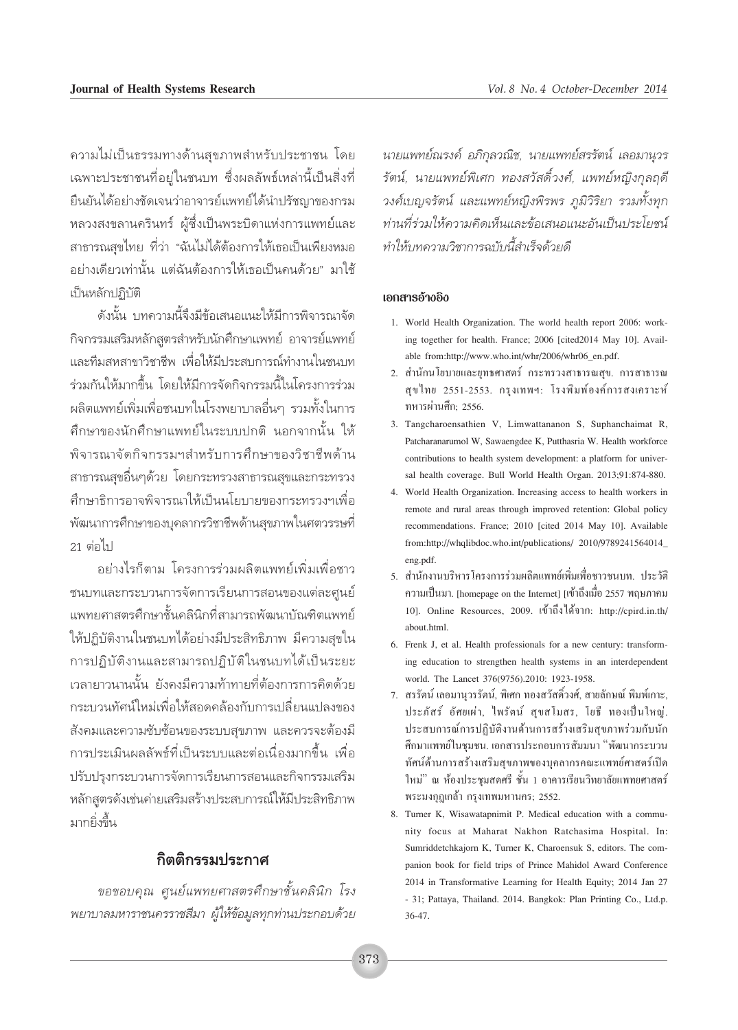ความไม่เป็นธรรมทางด้านสุขภาพสำหรับประชาชน โดยเฉพาะประชาชนที่อยู่ในชนบท ซึ่งผลลัพธ์เหล่านี้เป็นสิ่งที่ยืนยันได้อย่างชัดเจนว่าอาจารย์แพทย์ได้นำปรัชญาของกรมหลวงสงขลานครินทร์ ผู้ซึ่งเป็นพระบิดาแห่งการแพทย์และสาธารณสุขไทย ที่ว่า "ฉันไม่ได้ต้องการให้เธอเป็นเพียงหมออย่างเดียวเท่านั้น แต่ฉันต้องการให้เธอเป็นคนด้วย" มาใช้เป็นหลักปฏิบัติ

ดังนั้น บทความนี้จึงมีข้อเสนอแนะให้มีการพิจารณาจัดกิจกรรมเสริมหลักสูตรสำหรับนักศึกษาแพทย์ อาจารย์แพทย์ และทีมสหสาขาวิชาชีพ เพื่อให้มีประสบการณ์ทำงานในชนบทร่วมกันให้มากขึ้น โดยให้มีการจัดกิจกรรมนี้ในโครงการร่วมผลิตแพทย์เพิ่มเพื่อชนบทในโรงพยาบาลอื่นๆ รวมทั้งในการศึกษาของนักศึกษาแพทย์ในระบบปกติ นอกจากนั้น ให้พิจารณาจัดกิจกรรมฯสำหรับการศึกษาของวิชาชีพด้านสาธารณสุขอื่นๆด้วย โดยกระทรวงสาธารณสุขและกระทรวงศึกษาธิการอาจพิจารณาให้เป็นนโยบายของกระทรวงฯเพื่อพัฒนาการศึกษาของบุคลากรวิชาชีพด้านสุขภาพในศตวรรษที่ 21 ต่อไป

อย่างไรก็ตาม โครงการร่วมผลิตแพทย์เพิ่มเพื่อชาวชนบทและกระบวนการจัดการเรียนการสอนของแต่ละศูนย์แพทยศาสตรศึกษาชั้นคลินิกที่สามารถพัฒนาบัณฑิตแพทย์ให้ปฏิบัติงานในชนบทได้อย่างมีประสิทธิภาพ มีความสุขในการปฏิบัติงานและสามารถปฏิบัติในชนบทได้เป็นระยะเวลายาวนานนั้น ยังคงมีความท้าทายที่ต้องการการคิดด้วยกระบวนทัศน์ใหม่เพื่อให้สอดคล้องกับการเปลี่ยนแปลงของสังคมและความซับซ้อนของระบบสุขภาพ และควรจะต้องมีการประเมินผลลัพธ์ที่เป็นระบบและต่อเนื่องมากขึ้น เพื่อปรับปรุงกระบวนการจัดการเรียนการสอนและกิจกรรมเสริมหลักสูตรดังเช่นค่ายเสริมสร้างประสบการณ์ให้มีประสิทธิภาพมากยิ่งขึ้น

## กิตติกรรมประกาศ

*ขอขอบคุณ ศูนย์แพทยศาสตรศึกษาชั้นคลินิก โรงพยาบาลมหาราชนครราชสีมา ผู้ให้ข้อมูลทุกท่านประกอบด้วย นายแพทย์ณรงค์ อภิกุลวณิช, นายแพทย์สรรัตน์ เลอมานุวรรัตน์, นายแพทย์พิเศก ทองสวัสดิ์วงศ์, แพทย์หญิงกุลฤดี วงศ์เบญจรัตน์ และแพทย์หญิงพิรพร ภูมิวิริยา รวมทั้งทุกท่านที่ร่วมให้ความคิดเห็นและข้อเสนอแนะอันเป็นประโยชน์ ทำให้บทความวิชาการฉบับนี้สำเร็จด้วยดี*

### เอกสารอ้างอิง

1. World Health Organization. The world health report 2006: working together for health. France; 2006 [cited2014 May 10]. Available from:http://www.who.int/whr/2006/whr06_en.pdf.
2. สำนักนโยบายและยุทธศาสตร์ กระทรวงสาธารณสุข. การสาธารณสุขไทย 2551-2553. กรุงเทพฯ: โรงพิมพ์องค์การสงเคราะห์ทหารผ่านศึก; 2556.
3. Tangcharoensathien V, Limwattananon S, Suphanchaimat R, Patcharanarumol W, Sawaengdee K, Putthasria W. Health workforce contributions to health system development: a platform for universal health coverage. Bull World Health Organ. 2013;91:874-880.
4. World Health Organization. Increasing access to health workers in remote and rural areas through improved retention: Global policy recommendations. France; 2010 [cited 2014 May 10]. Available from:http://whqlibdoc.who.int/publications/ 2010/9789241564014_eng.pdf.
5. สำนักงานบริหารโครงการร่วมผลิตแพทย์เพิ่มเพื่อชาวชนบท. ประวัติความเป็นมา. [homepage on the Internet] [เข้าถึงเมื่อ 2557 พฤษภาคม 10]. Online Resources, 2009. เข้าถึงได้จาก: http://cpird.in.th/about.html.
6. Frenk J, et al. Health professionals for a new century: transforming education to strengthen health systems in an interdependent world. The Lancet 376(9756).2010: 1923-1958.
7. สรรัตน์ เลอมานุวรรัตน์, พิเศก ทองสวัสดิ์วงศ์, สายลักษณ์ พิมพ์เกาะ, ประภัสร์ อัศยเผ่า, ไพรัตน์ สุขสโมสร, โยธี ทองเป็นใหญ่. ประสบการณ์การปฏิบัติงานด้านการสร้างเสริมสุขภาพร่วมกับนักศึกษาแพทย์ในชุมชน. เอกสารประกอบการสัมมนา "พัฒนากระบวนทัศน์ด้านการสร้างเสริมสุขภาพของบุคลากรคณะแพทย์ศาสตร์เปิดใหม่" ณ ห้องประชุมสดศรี ชั้น 1 อาคารเรียนวิทยาลัยแพทยศาสตร์พระมงกุฎเกล้า กรุงเทพมหานคร; 2552.
8. Turner K, Wisawatapnimit P. Medical education with a community focus at Maharat Nakhon Ratchasima Hospital. In: Sumriddetchkajorn K, Turner K, Charoensuk S, editors. The companion book for field trips of Prince Mahidol Award Conference 2014 in Transformative Learning for Health Equity; 2014 Jan 27 - 31; Pattaya, Thailand. 2014. Bangkok: Plan Printing Co., Ltd.p. 36-47.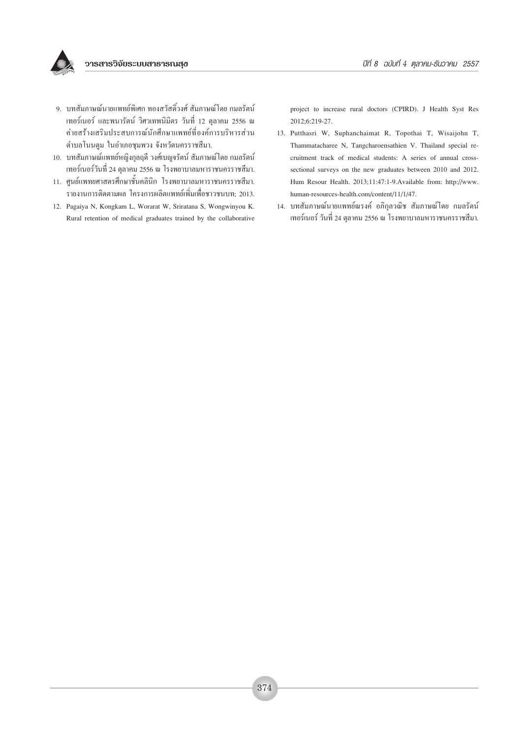9. บทสัมภาษณ์นายแพทย์พิเศก ทองสวัสดิ์วงศ์ สัมภาษณ์โดย กมลรัตน์ เทอร์เนอร์ และพนารัตน์ วิศวเทพนิมิตร วันที่ 12 ตุลาคม 2556 ณ ค่ายสร้างเสริมประสบการณ์นักศึกษาแพทย์ที่องค์การบริหารส่วนตำบลโนนตูม ในอำเภอชุมพวง จังหวัดนครราชสีมา.
10. บทสัมภาษณ์แพทย์หญิงกุลฤดี วงศ์เบญจรัตน์ สัมภาษณ์โดย กมลรัตน์ เทอร์เนอร์วันที่ 24 ตุลาคม 2556 ณ โรงพยาบาลมหาราชนครราชสีมา.
11. ศูนย์แพทยศาสตรศึกษาชั้นคลินิก โรงพยาบาลมหาราชนครราชสีมา. รายงานการติดตามผล โครงการผลิตแพทย์เพิ่มเพื่อชาวชนบท; 2013.
12. Pagaiya N, Kongkam L, Worarat W, Sriratana S, Wongwinyou K. Rural retention of medical graduates trained by the collaborative project to increase rural doctors (CPIRD). J Health Syst Res 2012;6:219-27.
13. Putthasri W, Suphanchaimat R, Topothai T, Wisaijohn T, Thammatacharee N, Tangcharoensathien V. Thailand special recruitment track of medical students: A series of annual cross-sectional surveys on the new graduates between 2010 and 2012. Hum Resour Health. 2013;11:47:1-9.Available from: http://www.human-resources-health.com/content/11/1/47.
14. บทสัมภาษณ์นายแพทย์ณรงค์ อภิกุลวณิช สัมภาษณ์โดย กมลรัตน์ เทอร์เนอร์ วันที่ 24 ตุลาคม 2556 ณ โรงพยาบาลมหาราชนครราชสีมา.